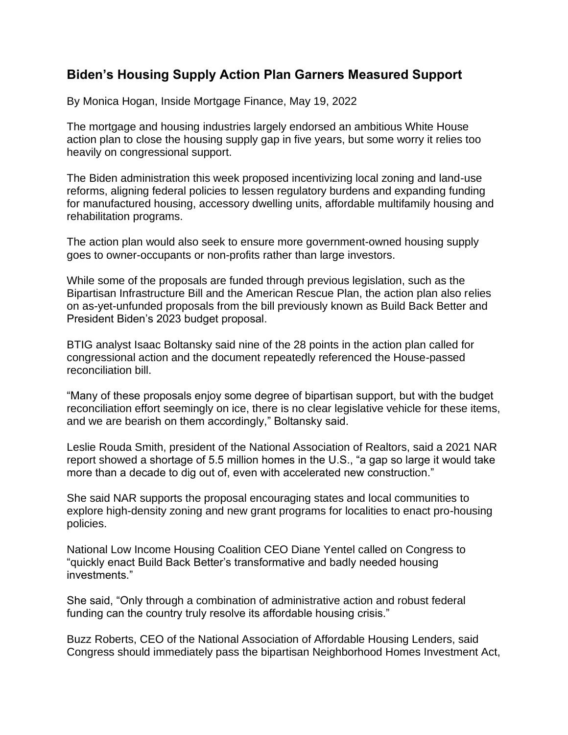## Biden's Housing Supply Action Plan Garners Measured Support

By Monica Hogan, Inside Mortgage Finance, May 19, 2022

The mortgage and housing industries largely endorsed an ambitious White House action plan to close the housing supply gap in five years, but some worry it relies too heavily on congressional support.

The Biden administration this week proposed incentivizing local zoning and land-use reforms, aligning federal policies to lessen regulatory burdens and expanding funding for manufactured housing, accessory dwelling units, affordable multifamily housing and rehabilitation programs.

The action plan would also seek to ensure more government-owned housing supply goes to owner-occupants or non-profits rather than large investors.

While some of the proposals are funded through previous legislation, such as the Bipartisan Infrastructure Bill and the American Rescue Plan, the action plan also relies on as-yet-unfunded proposals from the bill previously known as Build Back Better and President Biden's 2023 budget proposal.

BTIG analyst Isaac Boltansky said nine of the 28 points in the action plan called for congressional action and the document repeatedly referenced the House-passed reconciliation bill.

"Many of these proposals enjoy some degree of bipartisan support, but with the budget reconciliation effort seemingly on ice, there is no clear legislative vehicle for these items, and we are bearish on them accordingly," Boltansky said.

Leslie Rouda Smith, president of the National Association of Realtors, said a 2021 NAR report showed a shortage of 5.5 million homes in the U.S., "a gap so large it would take more than a decade to dig out of, even with accelerated new construction."

She said NAR supports the proposal encouraging states and local communities to explore high-density zoning and new grant programs for localities to enact pro-housing policies.

National Low Income Housing Coalition CEO Diane Yentel called on Congress to "quickly enact Build Back Better's transformative and badly needed housing investments."

She said, "Only through a combination of administrative action and robust federal funding can the country truly resolve its affordable housing crisis."

Buzz Roberts, CEO of the National Association of Affordable Housing Lenders, said Congress should immediately pass the bipartisan Neighborhood Homes Investment Act,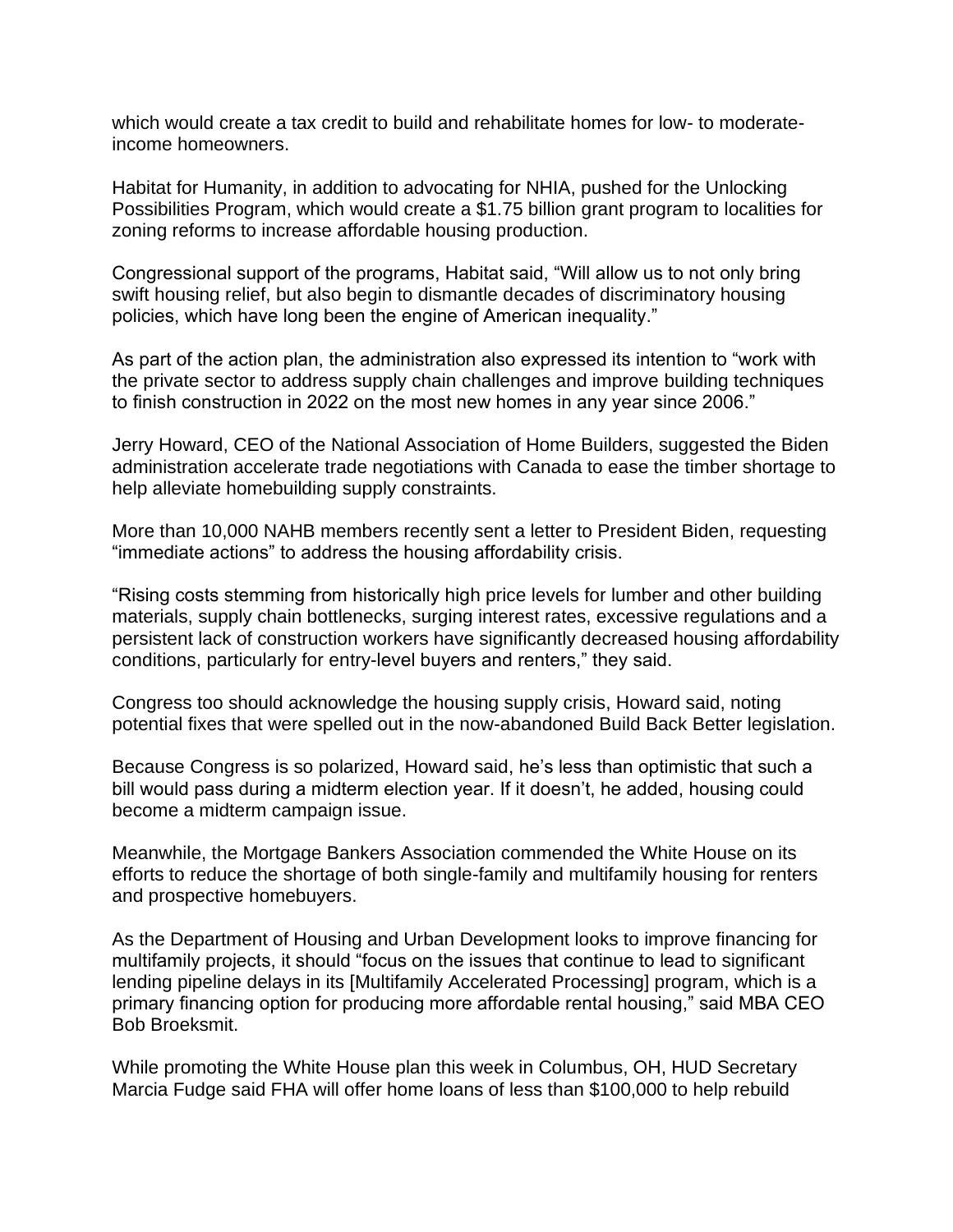which would create a tax credit to build and rehabilitate homes for low- to moderate-income homeowners.

Habitat for Humanity, in addition to advocating for NHIA, pushed for the Unlocking Possibilities Program, which would create a $1.75 billion grant program to localities for zoning reforms to increase affordable housing production.

Congressional support of the programs, Habitat said, "Will allow us to not only bring swift housing relief, but also begin to dismantle decades of discriminatory housing policies, which have long been the engine of American inequality."

As part of the action plan, the administration also expressed its intention to "work with the private sector to address supply chain challenges and improve building techniques to finish construction in 2022 on the most new homes in any year since 2006."

Jerry Howard, CEO of the National Association of Home Builders, suggested the Biden administration accelerate trade negotiations with Canada to ease the timber shortage to help alleviate homebuilding supply constraints.

More than 10,000 NAHB members recently sent a letter to President Biden, requesting "immediate actions" to address the housing affordability crisis.

"Rising costs stemming from historically high price levels for lumber and other building materials, supply chain bottlenecks, surging interest rates, excessive regulations and a persistent lack of construction workers have significantly decreased housing affordability conditions, particularly for entry-level buyers and renters," they said.

Congress too should acknowledge the housing supply crisis, Howard said, noting potential fixes that were spelled out in the now-abandoned Build Back Better legislation.

Because Congress is so polarized, Howard said, he's less than optimistic that such a bill would pass during a midterm election year. If it doesn't, he added, housing could become a midterm campaign issue.

Meanwhile, the Mortgage Bankers Association commended the White House on its efforts to reduce the shortage of both single-family and multifamily housing for renters and prospective homebuyers.

As the Department of Housing and Urban Development looks to improve financing for multifamily projects, it should "focus on the issues that continue to lead to significant lending pipeline delays in its [Multifamily Accelerated Processing] program, which is a primary financing option for producing more affordable rental housing," said MBA CEO Bob Broeksmit.

While promoting the White House plan this week in Columbus, OH, HUD Secretary Marcia Fudge said FHA will offer home loans of less than $100,000 to help rebuild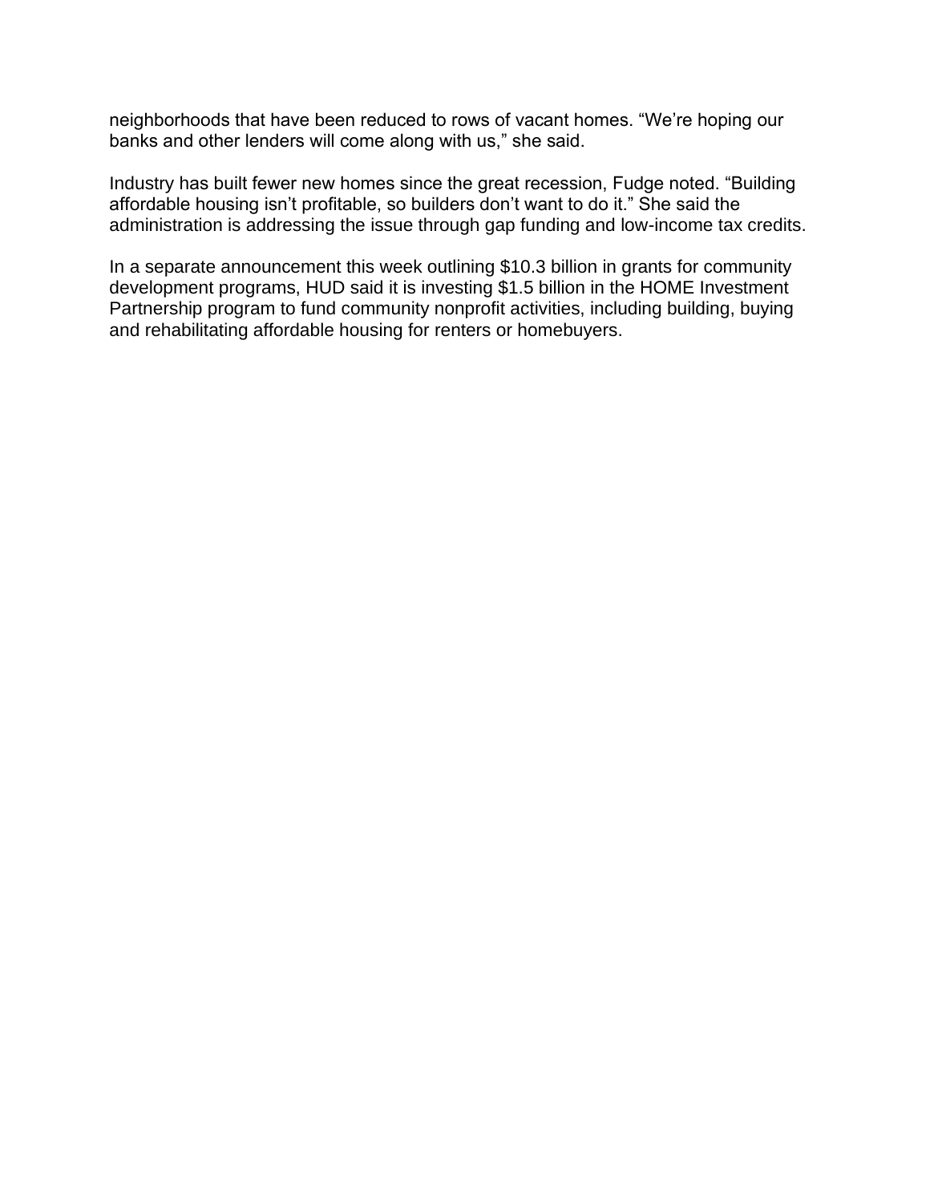neighborhoods that have been reduced to rows of vacant homes. “We’re hoping our banks and other lenders will come along with us,” she said.

Industry has built fewer new homes since the great recession, Fudge noted. “Building affordable housing isn’t profitable, so builders don’t want to do it.” She said the administration is addressing the issue through gap funding and low-income tax credits.

In a separate announcement this week outlining $10.3 billion in grants for community development programs, HUD said it is investing $1.5 billion in the HOME Investment Partnership program to fund community nonprofit activities, including building, buying and rehabilitating affordable housing for renters or homebuyers.